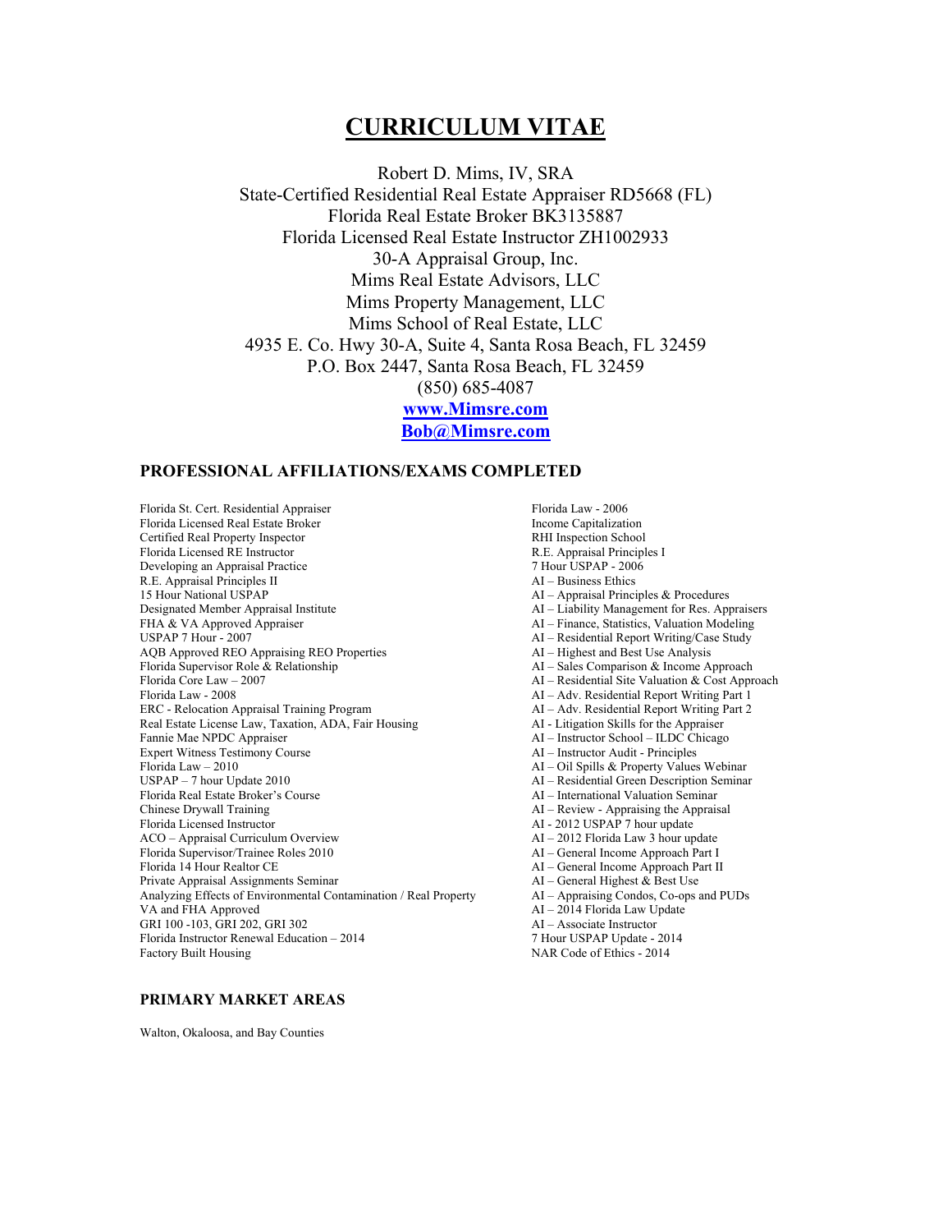# CURRICULUM VITAE

Robert D. Mims, IV, SRA
State-Certified Residential Real Estate Appraiser RD5668 (FL)
Florida Real Estate Broker BK3135887
Florida Licensed Real Estate Instructor ZH1002933
30-A Appraisal Group, Inc.
Mims Real Estate Advisors, LLC
Mims Property Management, LLC
Mims School of Real Estate, LLC
4935 E. Co. Hwy 30-A, Suite 4, Santa Rosa Beach, FL 32459
P.O. Box 2447, Santa Rosa Beach, FL 32459
(850) 685-4087
**www.Mimsre.com**
**Bob@Mimsre.com**

## PROFESSIONAL AFFILIATIONS/EXAMS COMPLETED

Florida St. Cert. Residential Appraiser
Florida Licensed Real Estate Broker
Certified Real Property Inspector
Florida Licensed RE Instructor
Developing an Appraisal Practice
R.E. Appraisal Principles II
15 Hour National USPAP
Designated Member Appraisal Institute
FHA & VA Approved Appraiser
USPAP 7 Hour - 2007
AQB Approved REO Appraising REO Properties
Florida Supervisor Role & Relationship
Florida Core Law – 2007
Florida Law - 2008
ERC - Relocation Appraisal Training Program
Real Estate License Law, Taxation, ADA, Fair Housing
Fannie Mae NPDC Appraiser
Expert Witness Testimony Course
Florida Law – 2010
USPAP – 7 hour Update 2010
Florida Real Estate Broker's Course
Chinese Drywall Training
Florida Licensed Instructor
ACO – Appraisal Curriculum Overview
Florida Supervisor/Trainee Roles 2010
Florida 14 Hour Realtor CE
Private Appraisal Assignments Seminar
Analyzing Effects of Environmental Contamination / Real Property
VA and FHA Approved
GRI 100 -103, GRI 202, GRI 302
Florida Instructor Renewal Education – 2014
Factory Built Housing
Florida Law - 2006
Income Capitalization
RHI Inspection School
R.E. Appraisal Principles I
7 Hour USPAP - 2006
AI – Business Ethics
AI – Appraisal Principles & Procedures
AI – Liability Management for Res. Appraisers
AI – Finance, Statistics, Valuation Modeling
AI – Residential Report Writing/Case Study
AI – Highest and Best Use Analysis
AI – Sales Comparison & Income Approach
AI – Residential Site Valuation & Cost Approach
AI – Adv. Residential Report Writing Part 1
AI – Adv. Residential Report Writing Part 2
AI - Litigation Skills for the Appraiser
AI – Instructor School – ILDC Chicago
AI – Instructor Audit - Principles
AI – Oil Spills & Property Values Webinar
AI – Residential Green Description Seminar
AI – International Valuation Seminar
AI – Review - Appraising the Appraisal
AI - 2012 USPAP 7 hour update
AI – 2012 Florida Law 3 hour update
AI – General Income Approach Part I
AI – General Income Approach Part II
AI – General Highest & Best Use
AI – Appraising Condos, Co-ops and PUDs
AI – 2014 Florida Law Update
AI – Associate Instructor
7 Hour USPAP Update - 2014
NAR Code of Ethics - 2014

## PRIMARY MARKET AREAS

Walton, Okaloosa, and Bay Counties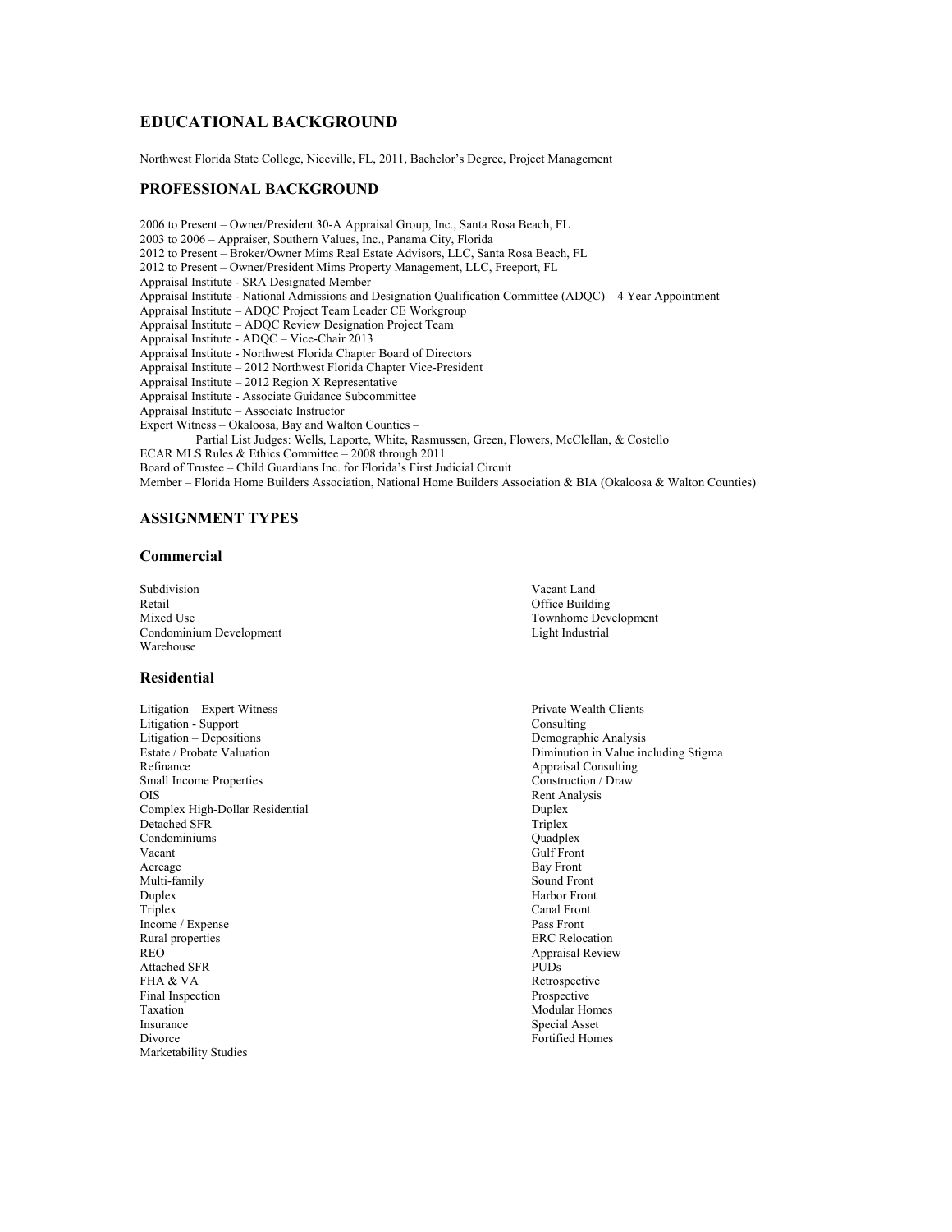## EDUCATIONAL BACKGROUND

Northwest Florida State College, Niceville, FL, 2011, Bachelor's Degree, Project Management

## PROFESSIONAL BACKGROUND

2006 to Present – Owner/President 30-A Appraisal Group, Inc., Santa Rosa Beach, FL
2003 to 2006 – Appraiser, Southern Values, Inc., Panama City, Florida
2012 to Present – Broker/Owner Mims Real Estate Advisors, LLC, Santa Rosa Beach, FL
2012 to Present – Owner/President Mims Property Management, LLC, Freeport, FL
Appraisal Institute - SRA Designated Member
Appraisal Institute - National Admissions and Designation Qualification Committee (ADQC) – 4 Year Appointment
Appraisal Institute – ADQC Project Team Leader CE Workgroup
Appraisal Institute – ADQC Review Designation Project Team
Appraisal Institute - ADQC – Vice-Chair 2013
Appraisal Institute - Northwest Florida Chapter Board of Directors
Appraisal Institute – 2012 Northwest Florida Chapter Vice-President
Appraisal Institute – 2012 Region X Representative
Appraisal Institute - Associate Guidance Subcommittee
Appraisal Institute – Associate Instructor
Expert Witness – Okaloosa, Bay and Walton Counties –
    Partial List Judges: Wells, Laporte, White, Rasmussen, Green, Flowers, McClellan, & Costello
ECAR MLS Rules & Ethics Committee – 2008 through 2011
Board of Trustee – Child Guardians Inc. for Florida's First Judicial Circuit
Member – Florida Home Builders Association, National Home Builders Association & BIA (Okaloosa & Walton Counties)

## ASSIGNMENT TYPES

### Commercial

Subdivision
Retail
Mixed Use
Condominium Development
Warehouse
Vacant Land
Office Building
Townhome Development
Light Industrial

### Residential

Litigation – Expert Witness
Litigation - Support
Litigation – Depositions
Estate / Probate Valuation
Refinance
Small Income Properties
OIS
Complex High-Dollar Residential
Detached SFR
Condominiums
Vacant
Acreage
Multi-family
Duplex
Triplex
Income / Expense
Rural properties
REO
Attached SFR
FHA & VA
Final Inspection
Taxation
Insurance
Divorce
Marketability Studies
Private Wealth Clients
Consulting
Demographic Analysis
Diminution in Value including Stigma
Appraisal Consulting
Construction / Draw
Rent Analysis
Duplex
Triplex
Quadplex
Gulf Front
Bay Front
Sound Front
Harbor Front
Canal Front
Pass Front
ERC Relocation
Appraisal Review
PUDs
Retrospective
Prospective
Modular Homes
Special Asset
Fortified Homes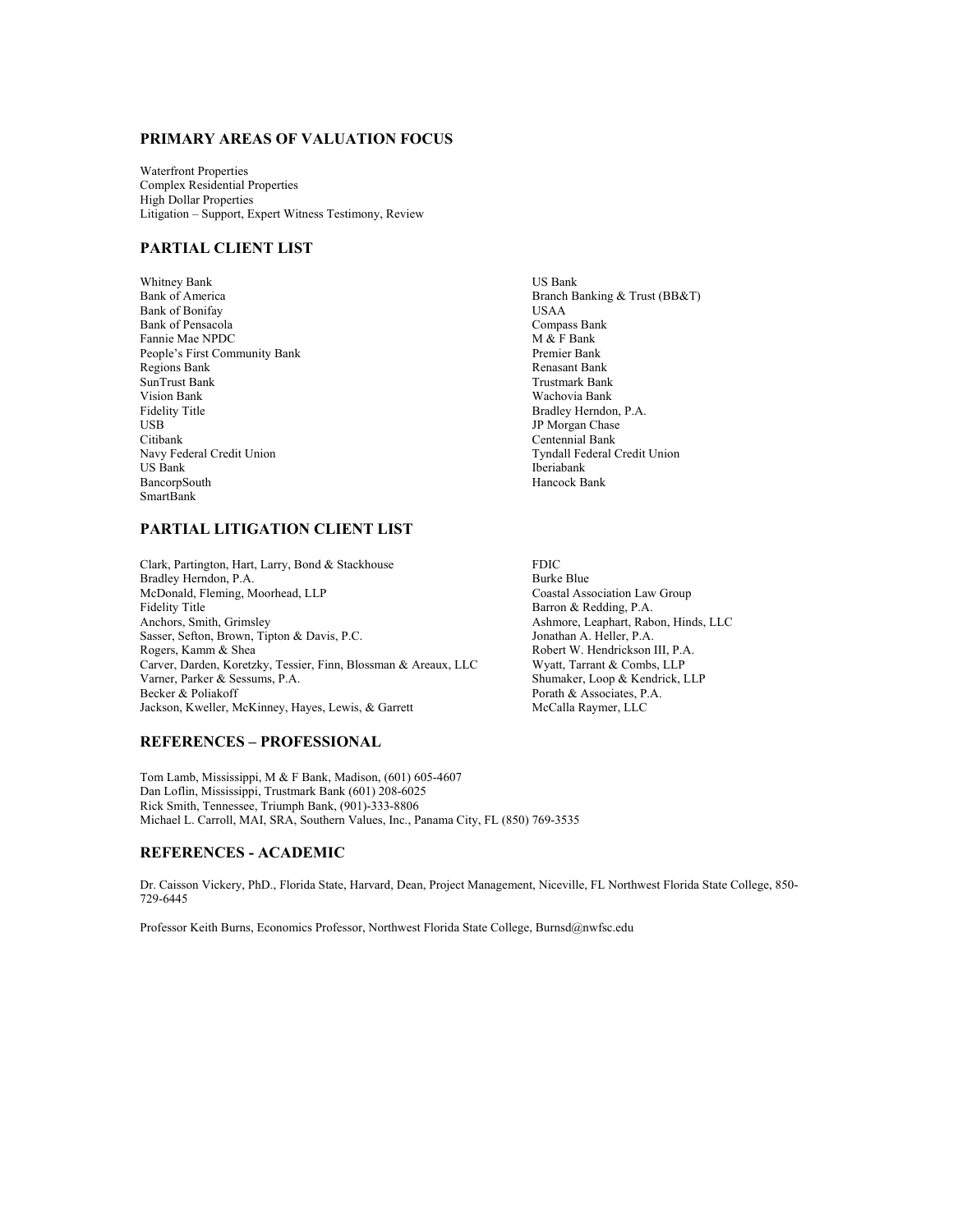## PRIMARY AREAS OF VALUATION FOCUS

Waterfront Properties
Complex Residential Properties
High Dollar Properties
Litigation – Support, Expert Witness Testimony, Review

## PARTIAL CLIENT LIST

Whitney Bank
Bank of America
Bank of Bonifay
Bank of Pensacola
Fannie Mae NPDC
People's First Community Bank
Regions Bank
SunTrust Bank
Vision Bank
Fidelity Title
USB
Citibank
Navy Federal Credit Union
US Bank
BancorpSouth
SmartBank
US Bank
Branch Banking & Trust (BB&T)
USAA
Compass Bank
M & F Bank
Premier Bank
Renasant Bank
Trustmark Bank
Wachovia Bank
Bradley Herndon, P.A.
JP Morgan Chase
Centennial Bank
Tyndall Federal Credit Union
Iberiabank
Hancock Bank

## PARTIAL LITIGATION CLIENT LIST

Clark, Partington, Hart, Larry, Bond & Stackhouse
Bradley Herndon, P.A.
McDonald, Fleming, Moorhead, LLP
Fidelity Title
Anchors, Smith, Grimsley
Sasser, Sefton, Brown, Tipton & Davis, P.C.
Rogers, Kamm & Shea
Carver, Darden, Koretzky, Tessier, Finn, Blossman & Areaux, LLC
Varner, Parker & Sessums, P.A.
Becker & Poliakoff
Jackson, Kweller, McKinney, Hayes, Lewis, & Garrett
FDIC
Burke Blue
Coastal Association Law Group
Barron & Redding, P.A.
Ashmore, Leaphart, Rabon, Hinds, LLC
Jonathan A. Heller, P.A.
Robert W. Hendrickson III, P.A.
Wyatt, Tarrant & Combs, LLP
Shumaker, Loop & Kendrick, LLP
Porath & Associates, P.A.
McCalla Raymer, LLC

## REFERENCES – PROFESSIONAL

Tom Lamb, Mississippi, M & F Bank, Madison, (601) 605-4607
Dan Loflin, Mississippi, Trustmark Bank (601) 208-6025
Rick Smith, Tennessee, Triumph Bank, (901)-333-8806
Michael L. Carroll, MAI, SRA, Southern Values, Inc., Panama City, FL (850) 769-3535

## REFERENCES - ACADEMIC

Dr. Caisson Vickery, PhD., Florida State, Harvard, Dean, Project Management, Niceville, FL Northwest Florida State College, 850-729-6445

Professor Keith Burns, Economics Professor, Northwest Florida State College, Burnsd@nwfsc.edu